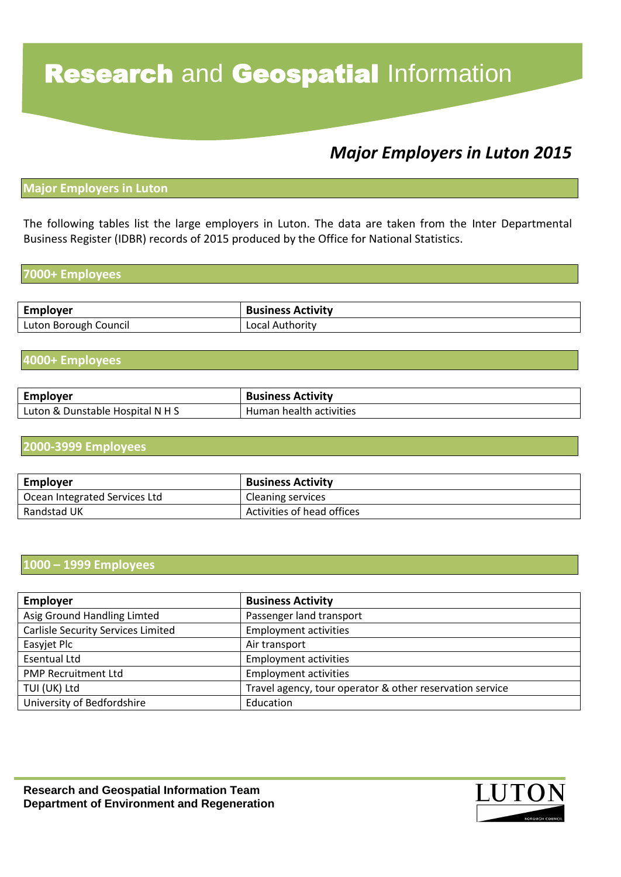# Research and Geospatial Information

## *Major Employers in Luton 2015*

### Major Employers in Luton

The following tables list the large employers in Luton. The data are taken from the Inter Departmental Business Register (IDBR) records of 2015 produced by the Office for National Statistics.

### 7000+ Employees

| Employer | Business Activity |
|---|---|
| Luton Borough Council | Local Authority |

### 4000+ Employees

| Employer | Business Activity |
|---|---|
| Luton & Dunstable Hospital N H S | Human health activities |

### 2000-3999 Employees

| Employer | Business Activity |
|---|---|
| Ocean Integrated Services Ltd | Cleaning services |
| Randstad UK | Activities of head offices |

### 1000 – 1999 Employees

| Employer | Business Activity |
|---|---|
| Asig Ground Handling Limted | Passenger land transport |
| Carlisle Security Services Limited | Employment activities |
| Easyjet Plc | Air transport |
| Esentual Ltd | Employment activities |
| PMP Recruitment Ltd | Employment activities |
| TUI (UK) Ltd | Travel agency, tour operator & other reservation service |
| University of Bedfordshire | Education |

**Research and Geospatial Information Team**
**Department of Environment and Regeneration**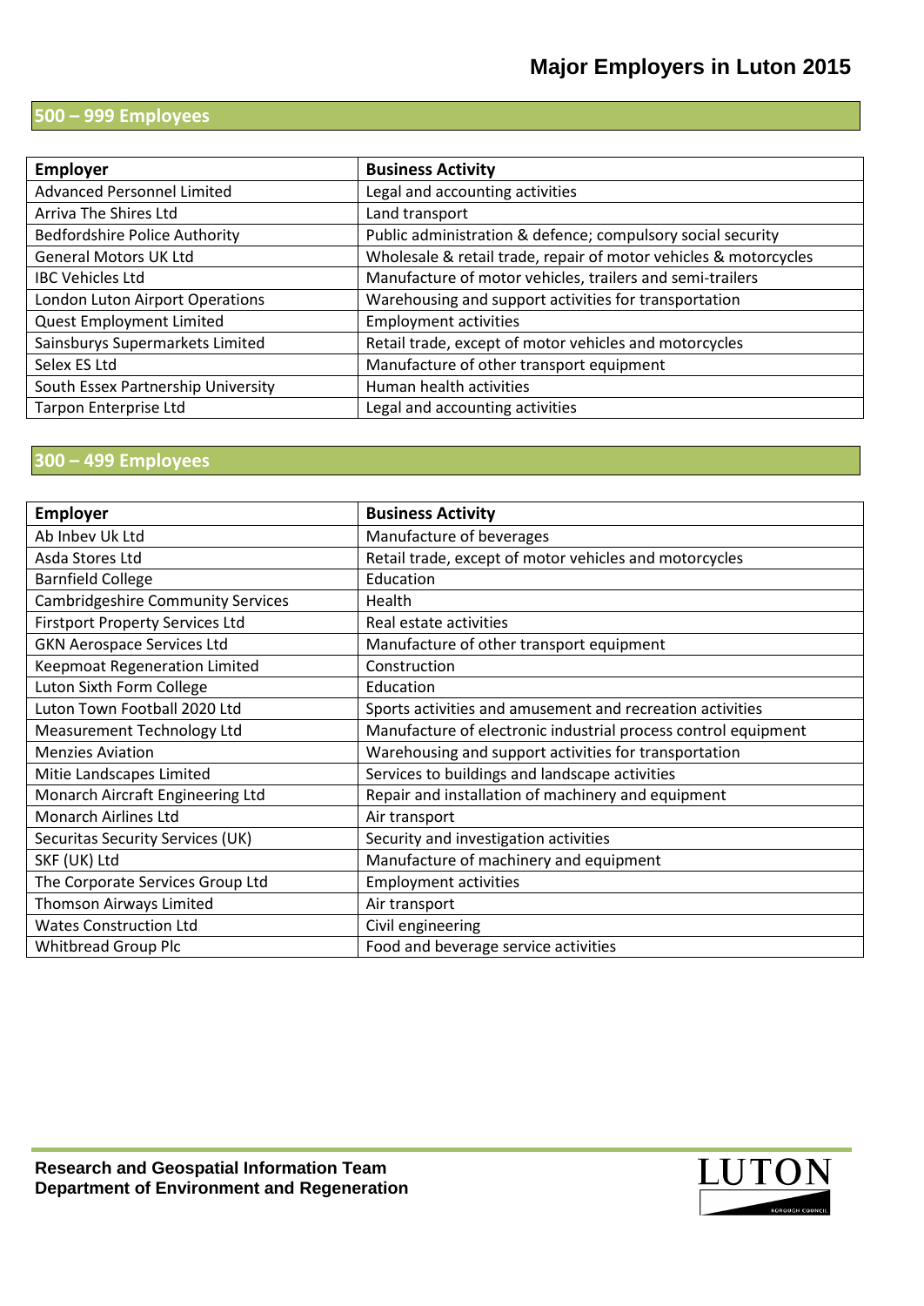# Major Employers in Luton 2015

## 500 – 999 Employees

| Employer | Business Activity |
|---|---|
| Advanced Personnel Limited | Legal and accounting activities |
| Arriva The Shires Ltd | Land transport |
| Bedfordshire Police Authority | Public administration & defence; compulsory social security |
| General Motors UK Ltd | Wholesale & retail trade, repair of motor vehicles & motorcycles |
| IBC Vehicles Ltd | Manufacture of motor vehicles, trailers and semi-trailers |
| London Luton Airport Operations | Warehousing and support activities for transportation |
| Quest Employment Limited | Employment activities |
| Sainsburys Supermarkets Limited | Retail trade, except of motor vehicles and motorcycles |
| Selex ES Ltd | Manufacture of other transport equipment |
| South Essex Partnership University | Human health activities |
| Tarpon Enterprise Ltd | Legal and accounting activities |

## 300 – 499 Employees

| Employer | Business Activity |
|---|---|
| Ab Inbev Uk Ltd | Manufacture of beverages |
| Asda Stores Ltd | Retail trade, except of motor vehicles and motorcycles |
| Barnfield College | Education |
| Cambridgeshire Community Services | Health |
| Firstport Property Services Ltd | Real estate activities |
| GKN Aerospace Services Ltd | Manufacture of other transport equipment |
| Keepmoat Regeneration Limited | Construction |
| Luton Sixth Form College | Education |
| Luton Town Football 2020 Ltd | Sports activities and amusement and recreation activities |
| Measurement Technology Ltd | Manufacture of electronic industrial process control equipment |
| Menzies Aviation | Warehousing and support activities for transportation |
| Mitie Landscapes Limited | Services to buildings and landscape activities |
| Monarch Aircraft Engineering Ltd | Repair and installation of machinery and equipment |
| Monarch Airlines Ltd | Air transport |
| Securitas Security Services (UK) | Security and investigation activities |
| SKF (UK) Ltd | Manufacture of machinery and equipment |
| The Corporate Services Group Ltd | Employment activities |
| Thomson Airways Limited | Air transport |
| Wates Construction Ltd | Civil engineering |
| Whitbread Group Plc | Food and beverage service activities |

**Research and Geospatial Information Team**
**Department of Environment and Regeneration**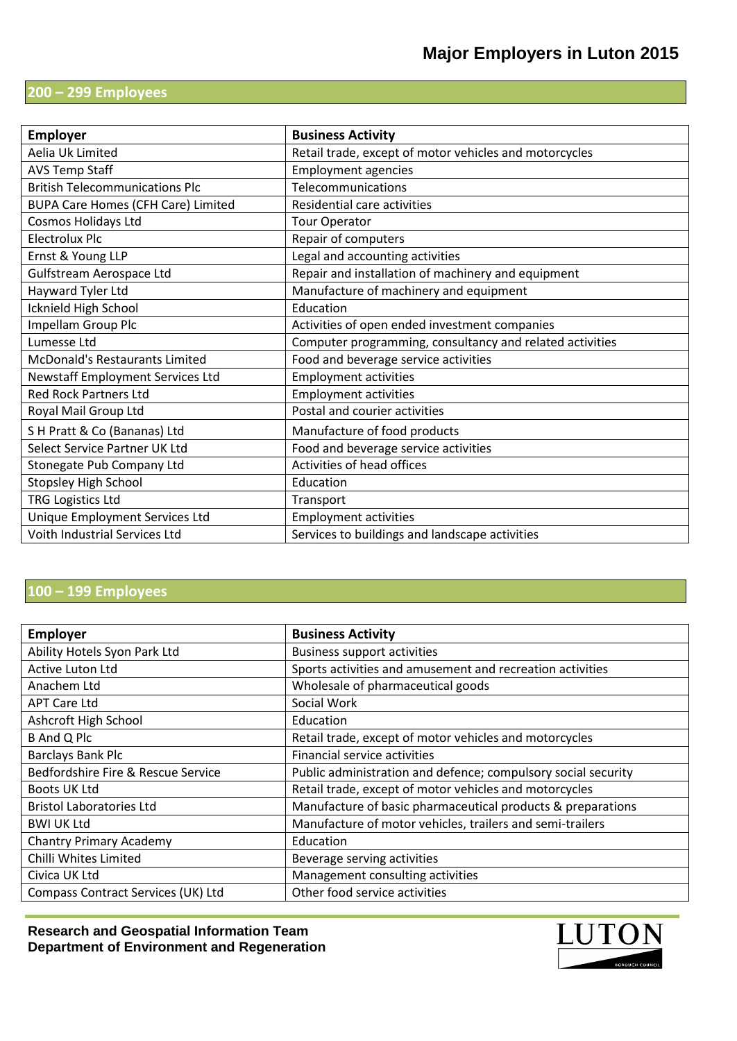# Major Employers in Luton 2015

## 200 – 299 Employees

| Employer | Business Activity |
|---|---|
| Aelia Uk Limited | Retail trade, except of motor vehicles and motorcycles |
| AVS Temp Staff | Employment agencies |
| British Telecommunications Plc | Telecommunications |
| BUPA Care Homes (CFH Care) Limited | Residential care activities |
| Cosmos Holidays Ltd | Tour Operator |
| Electrolux Plc | Repair of computers |
| Ernst & Young LLP | Legal and accounting activities |
| Gulfstream Aerospace Ltd | Repair and installation of machinery and equipment |
| Hayward Tyler Ltd | Manufacture of machinery and equipment |
| Icknield High School | Education |
| Impellam Group Plc | Activities of open ended investment companies |
| Lumesse Ltd | Computer programming, consultancy and related activities |
| McDonald's Restaurants Limited | Food and beverage service activities |
| Newstaff Employment Services Ltd | Employment activities |
| Red Rock Partners Ltd | Employment activities |
| Royal Mail Group Ltd | Postal and courier activities |
| S H Pratt & Co (Bananas) Ltd | Manufacture of food products |
| Select Service Partner UK Ltd | Food and beverage service activities |
| Stonegate Pub Company Ltd | Activities of head offices |
| Stopsley High School | Education |
| TRG Logistics Ltd | Transport |
| Unique Employment Services Ltd | Employment activities |
| Voith Industrial Services Ltd | Services to buildings and landscape activities |

## 100 – 199 Employees

| Employer | Business Activity |
|---|---|
| Ability Hotels Syon Park Ltd | Business support activities |
| Active Luton Ltd | Sports activities and amusement and recreation activities |
| Anachem Ltd | Wholesale of pharmaceutical goods |
| APT Care Ltd | Social Work |
| Ashcroft High School | Education |
| B And Q Plc | Retail trade, except of motor vehicles and motorcycles |
| Barclays Bank Plc | Financial service activities |
| Bedfordshire Fire & Rescue Service | Public administration and defence; compulsory social security |
| Boots UK Ltd | Retail trade, except of motor vehicles and motorcycles |
| Bristol Laboratories Ltd | Manufacture of basic pharmaceutical products & preparations |
| BWI UK Ltd | Manufacture of motor vehicles, trailers and semi-trailers |
| Chantry Primary Academy | Education |
| Chilli Whites Limited | Beverage serving activities |
| Civica UK Ltd | Management consulting activities |
| Compass Contract Services (UK) Ltd | Other food service activities |

**Research and Geospatial Information Team**
**Department of Environment and Regeneration**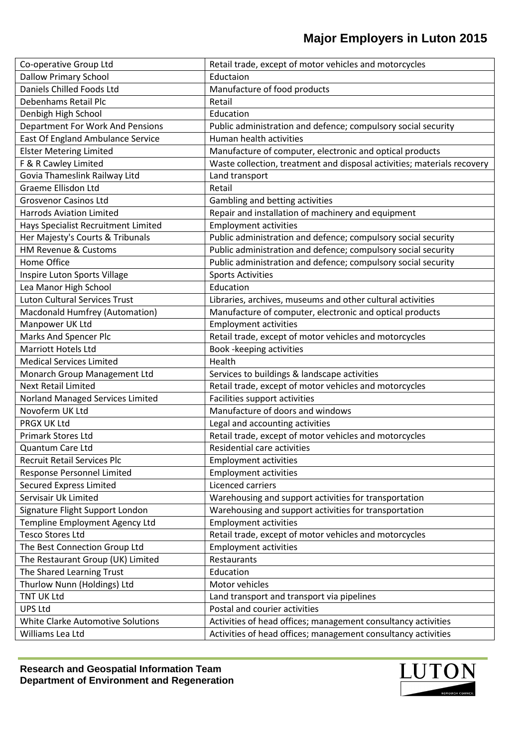# Major Employers in Luton 2015

| | |
|---|---|
| Co-operative Group Ltd | Retail trade, except of motor vehicles and motorcycles |
| Dallow Primary School | Eductaion |
| Daniels Chilled Foods Ltd | Manufacture of food products |
| Debenhams Retail Plc | Retail |
| Denbigh High School | Education |
| Department For Work And Pensions | Public administration and defence; compulsory social security |
| East Of England Ambulance Service | Human health activities |
| Elster Metering Limited | Manufacture of computer, electronic and optical products |
| F & R Cawley Limited | Waste collection, treatment and disposal activities; materials recovery |
| Govia Thameslink Railway Litd | Land transport |
| Graeme Ellisdon Ltd | Retail |
| Grosvenor Casinos Ltd | Gambling and betting activities |
| Harrods Aviation Limited | Repair and installation of machinery and equipment |
| Hays Specialist Recruitment Limited | Employment activities |
| Her Majesty's Courts & Tribunals | Public administration and defence; compulsory social security |
| HM Revenue & Customs | Public administration and defence; compulsory social security |
| Home Office | Public administration and defence; compulsory social security |
| Inspire Luton Sports Village | Sports Activities |
| Lea Manor High School | Education |
| Luton Cultural Services Trust | Libraries, archives, museums and other cultural activities |
| Macdonald Humfrey (Automation) | Manufacture of computer, electronic and optical products |
| Manpower UK Ltd | Employment activities |
| Marks And Spencer Plc | Retail trade, except of motor vehicles and motorcycles |
| Marriott Hotels Ltd | Book -keeping activities |
| Medical Services Limited | Health |
| Monarch Group Management Ltd | Services to buildings & landscape activities |
| Next Retail Limited | Retail trade, except of motor vehicles and motorcycles |
| Norland Managed Services Limited | Facilities support activities |
| Novoferm UK Ltd | Manufacture of doors and windows |
| PRGX UK Ltd | Legal and accounting activities |
| Primark Stores Ltd | Retail trade, except of motor vehicles and motorcycles |
| Quantum Care Ltd | Residential care activities |
| Recruit Retail Services Plc | Employment activities |
| Response Personnel Limited | Employment activities |
| Secured Express Limited | Licenced carriers |
| Servisair Uk Limited | Warehousing and support activities for transportation |
| Signature Flight Support London | Warehousing and support activities for transportation |
| Templine Employment Agency Ltd | Employment activities |
| Tesco Stores Ltd | Retail trade, except of motor vehicles and motorcycles |
| The Best Connection Group Ltd | Employment activities |
| The Restaurant Group (UK) Limited | Restaurants |
| The Shared Learning Trust | Education |
| Thurlow Nunn (Holdings) Ltd | Motor vehicles |
| TNT UK Ltd | Land transport and transport via pipelines |
| UPS Ltd | Postal and courier activities |
| White Clarke Automotive Solutions | Activities of head offices; management consultancy activities |
| Williams Lea Ltd | Activities of head offices; management consultancy activities |

**Research and Geospatial Information Team**
**Department of Environment and Regeneration**

LUTON BOROUGH COUNCIL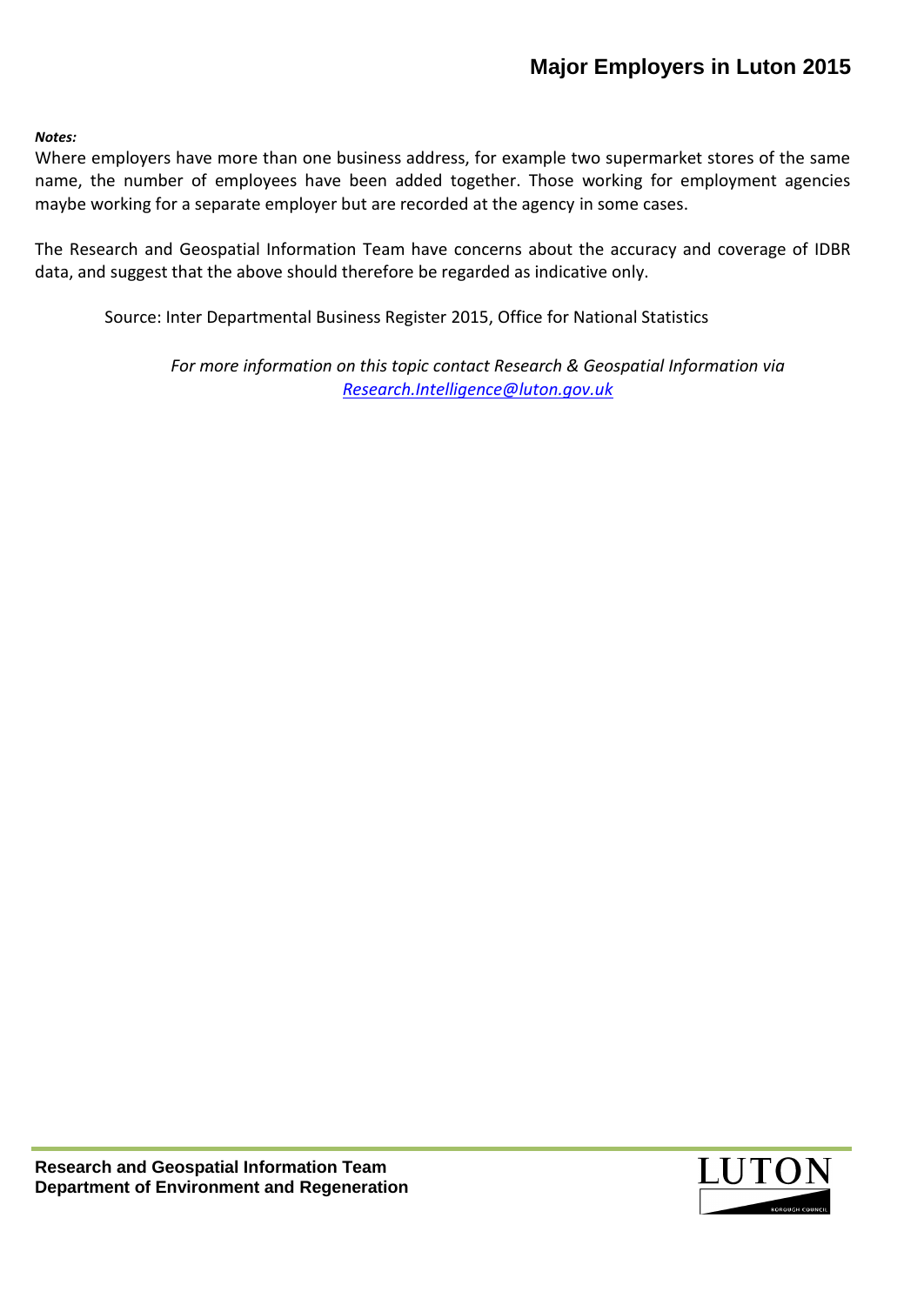***Notes:***

Where employers have more than one business address, for example two supermarket stores of the same name, the number of employees have been added together. Those working for employment agencies maybe working for a separate employer but are recorded at the agency in some cases.

The Research and Geospatial Information Team have concerns about the accuracy and coverage of IDBR data, and suggest that the above should therefore be regarded as indicative only.

Source: Inter Departmental Business Register 2015, Office for National Statistics

*For more information on this topic contact Research & Geospatial Information via [Research.Intelligence@luton.gov.uk](mailto:Research.Intelligence@luton.gov.uk)*